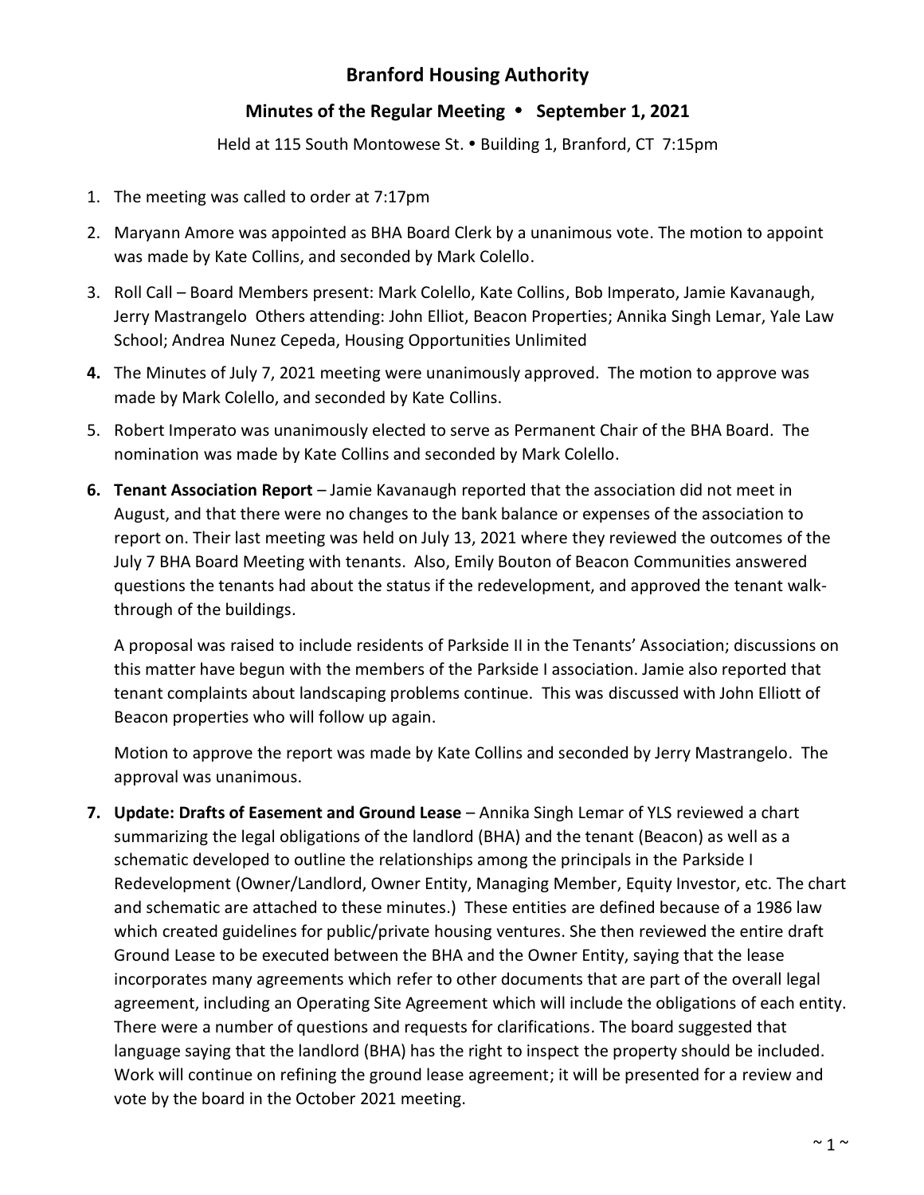# Branford Housing Authority

## Minutes of the Regular Meeting • September 1, 2021

Held at 115 South Montowese St. • Building 1, Branford, CT 7:15pm

1. The meeting was called to order at 7:17pm
2. Maryann Amore was appointed as BHA Board Clerk by a unanimous vote. The motion to appoint was made by Kate Collins, and seconded by Mark Colello.
3. Roll Call – Board Members present: Mark Colello, Kate Collins, Bob Imperato, Jamie Kavanaugh, Jerry Mastrangelo Others attending: John Elliot, Beacon Properties; Annika Singh Lemar, Yale Law School; Andrea Nunez Cepeda, Housing Opportunities Unlimited
4. The Minutes of July 7, 2021 meeting were unanimously approved. The motion to approve was made by Mark Colello, and seconded by Kate Collins.
5. Robert Imperato was unanimously elected to serve as Permanent Chair of the BHA Board. The nomination was made by Kate Collins and seconded by Mark Colello.
6. **Tenant Association Report** – Jamie Kavanaugh reported that the association did not meet in August, and that there were no changes to the bank balance or expenses of the association to report on. Their last meeting was held on July 13, 2021 where they reviewed the outcomes of the July 7 BHA Board Meeting with tenants. Also, Emily Bouton of Beacon Communities answered questions the tenants had about the status if the redevelopment, and approved the tenant walk-through of the buildings.

   A proposal was raised to include residents of Parkside II in the Tenants' Association; discussions on this matter have begun with the members of the Parkside I association. Jamie also reported that tenant complaints about landscaping problems continue. This was discussed with John Elliott of Beacon properties who will follow up again.

   Motion to approve the report was made by Kate Collins and seconded by Jerry Mastrangelo. The approval was unanimous.
7. **Update: Drafts of Easement and Ground Lease** – Annika Singh Lemar of YLS reviewed a chart summarizing the legal obligations of the landlord (BHA) and the tenant (Beacon) as well as a schematic developed to outline the relationships among the principals in the Parkside I Redevelopment (Owner/Landlord, Owner Entity, Managing Member, Equity Investor, etc. The chart and schematic are attached to these minutes.) These entities are defined because of a 1986 law which created guidelines for public/private housing ventures. She then reviewed the entire draft Ground Lease to be executed between the BHA and the Owner Entity, saying that the lease incorporates many agreements which refer to other documents that are part of the overall legal agreement, including an Operating Site Agreement which will include the obligations of each entity. There were a number of questions and requests for clarifications. The board suggested that language saying that the landlord (BHA) has the right to inspect the property should be included. Work will continue on refining the ground lease agreement; it will be presented for a review and vote by the board in the October 2021 meeting.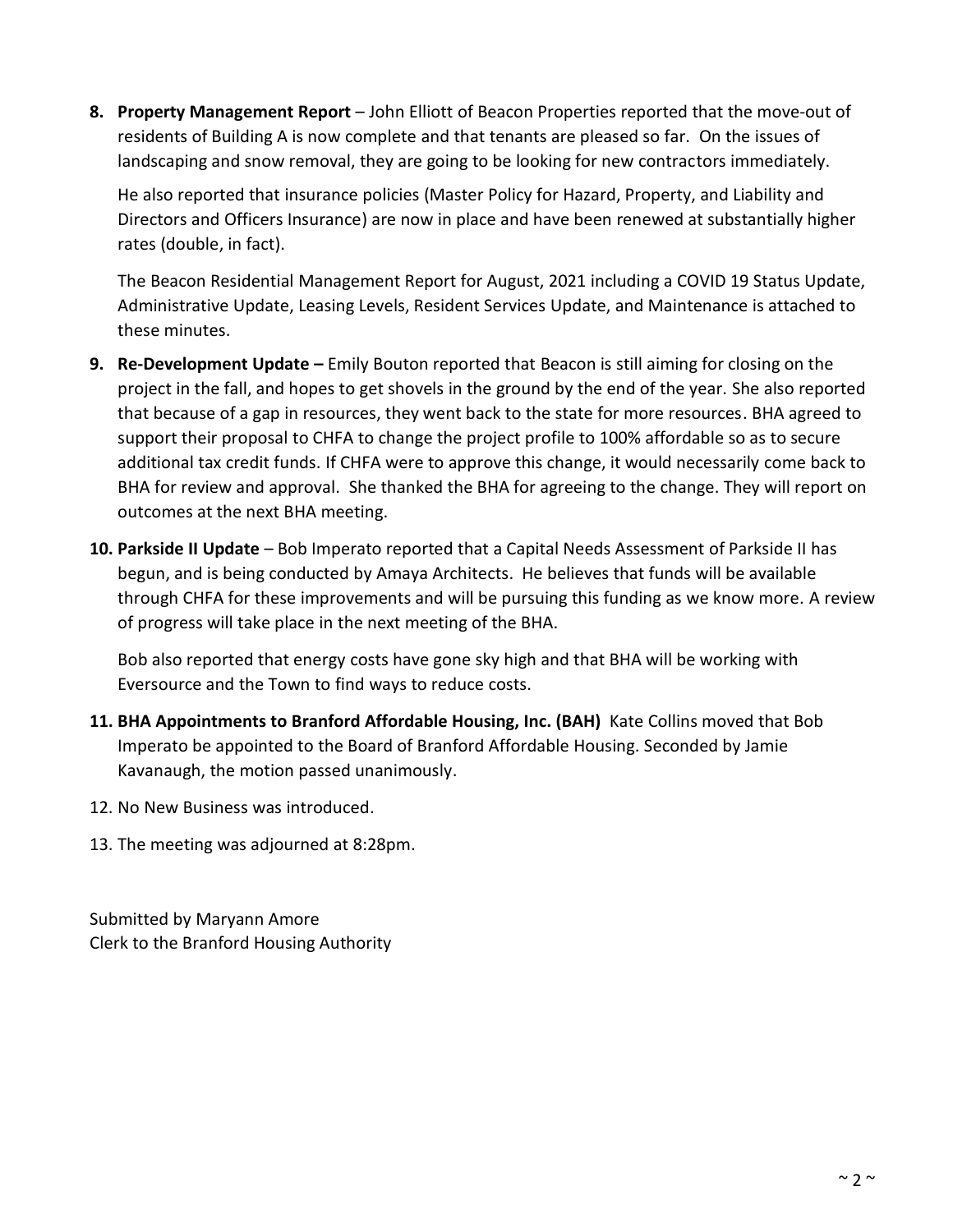8. **Property Management Report** – John Elliott of Beacon Properties reported that the move-out of residents of Building A is now complete and that tenants are pleased so far. On the issues of landscaping and snow removal, they are going to be looking for new contractors immediately.

   He also reported that insurance policies (Master Policy for Hazard, Property, and Liability and Directors and Officers Insurance) are now in place and have been renewed at substantially higher rates (double, in fact).

   The Beacon Residential Management Report for August, 2021 including a COVID 19 Status Update, Administrative Update, Leasing Levels, Resident Services Update, and Maintenance is attached to these minutes.

9. **Re-Development Update –** Emily Bouton reported that Beacon is still aiming for closing on the project in the fall, and hopes to get shovels in the ground by the end of the year. She also reported that because of a gap in resources, they went back to the state for more resources. BHA agreed to support their proposal to CHFA to change the project profile to 100% affordable so as to secure additional tax credit funds. If CHFA were to approve this change, it would necessarily come back to BHA for review and approval. She thanked the BHA for agreeing to the change. They will report on outcomes at the next BHA meeting.

10. **Parkside II Update** – Bob Imperato reported that a Capital Needs Assessment of Parkside II has begun, and is being conducted by Amaya Architects. He believes that funds will be available through CHFA for these improvements and will be pursuing this funding as we know more. A review of progress will take place in the next meeting of the BHA.

    Bob also reported that energy costs have gone sky high and that BHA will be working with Eversource and the Town to find ways to reduce costs.

11. **BHA Appointments to Branford Affordable Housing, Inc. (BAH)** Kate Collins moved that Bob Imperato be appointed to the Board of Branford Affordable Housing. Seconded by Jamie Kavanaugh, the motion passed unanimously.

12. No New Business was introduced.

13. The meeting was adjourned at 8:28pm.

Submitted by Maryann Amore
Clerk to the Branford Housing Authority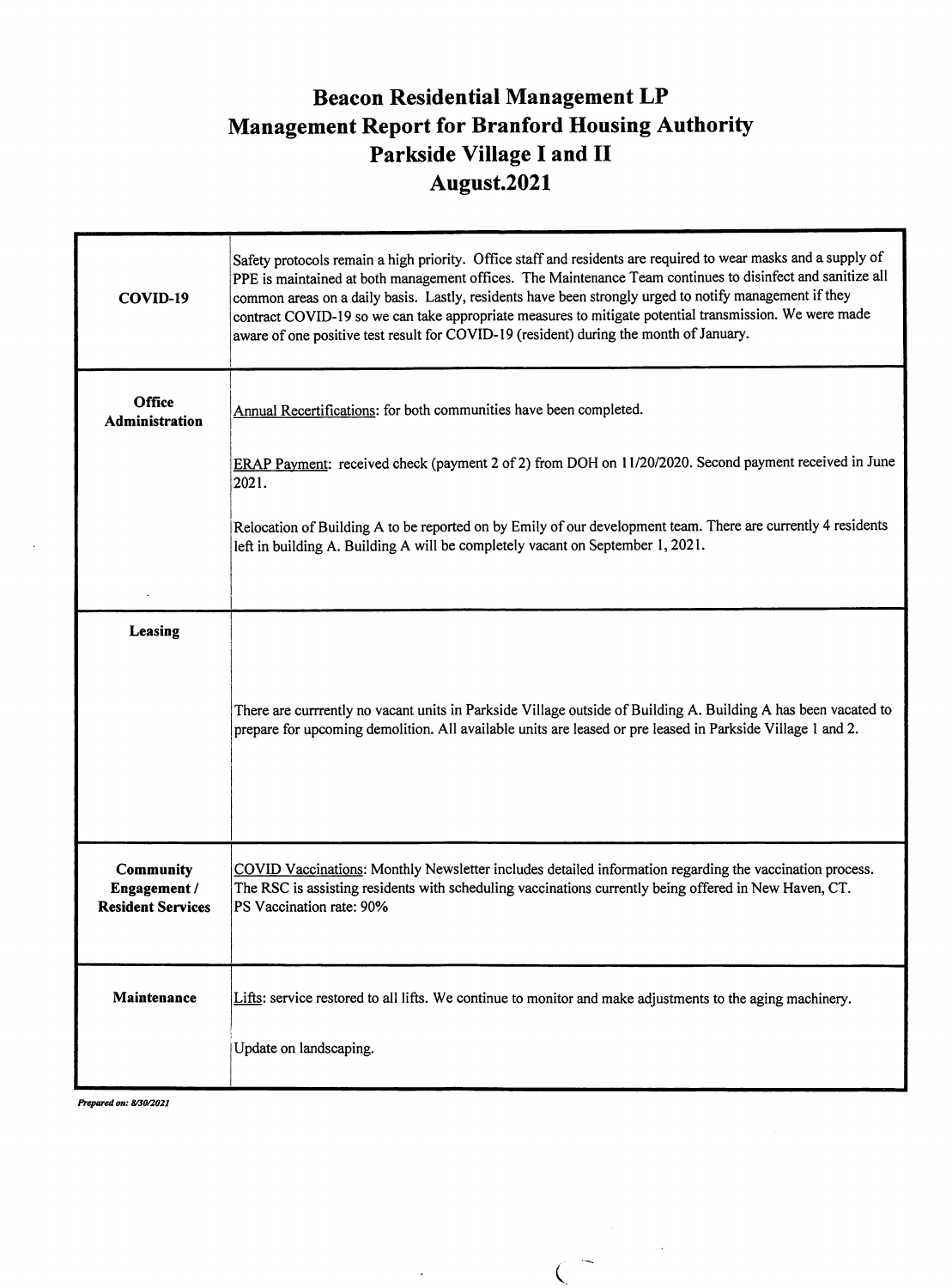# Beacon Residential Management LP
## Management Report for Branford Housing Authority
## Parkside Village I and II
## August.2021

| | |
|---|---|
| **COVID-19** | Safety protocols remain a high priority. Office staff and residents are required to wear masks and a supply of PPE is maintained at both management offices. The Maintenance Team continues to disinfect and sanitize all common areas on a daily basis. Lastly, residents have been strongly urged to notify management if they contract COVID-19 so we can take appropriate measures to mitigate potential transmission. We were made aware of one positive test result for COVID-19 (resident) during the month of January. |
| **Office Administration** | Annual Recertifications: for both communities have been completed.<br><br>ERAP Payment: received check (payment 2 of 2) from DOH on 11/20/2020. Second payment received in June 2021.<br><br>Relocation of Building A to be reported on by Emily of our development team. There are currently 4 residents left in building A. Building A will be completely vacant on September 1, 2021. |
| **Leasing** | There are currrently no vacant units in Parkside Village outside of Building A. Building A has been vacated to prepare for upcoming demolition. All available units are leased or pre leased in Parkside Village 1 and 2. |
| **Community Engagement / Resident Services** | COVID Vaccinations: Monthly Newsletter includes detailed information regarding the vaccination process. The RSC is assisting residents with scheduling vaccinations currently being offered in New Haven, CT.<br>PS Vaccination rate: 90% |
| **Maintenance** | Lifts: service restored to all lifts. We continue to monitor and make adjustments to the aging machinery.<br><br>Update on landscaping. |

*Prepared on: 8/30/2021*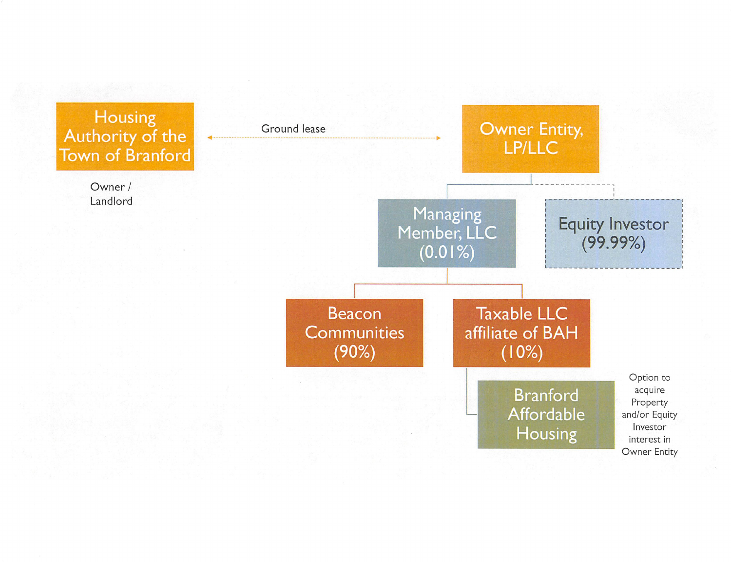Housing Authority of the Town of Branford

Owner / Landlord

Ground lease

Owner Entity, LP/LLC

Managing Member, LLC (0.01%)

Equity Investor (99.99%)

Beacon Communities (90%)

Taxable LLC affiliate of BAH (10%)

Branford Affordable Housing

Option to acquire Property and/or Equity Investor interest in Owner Entity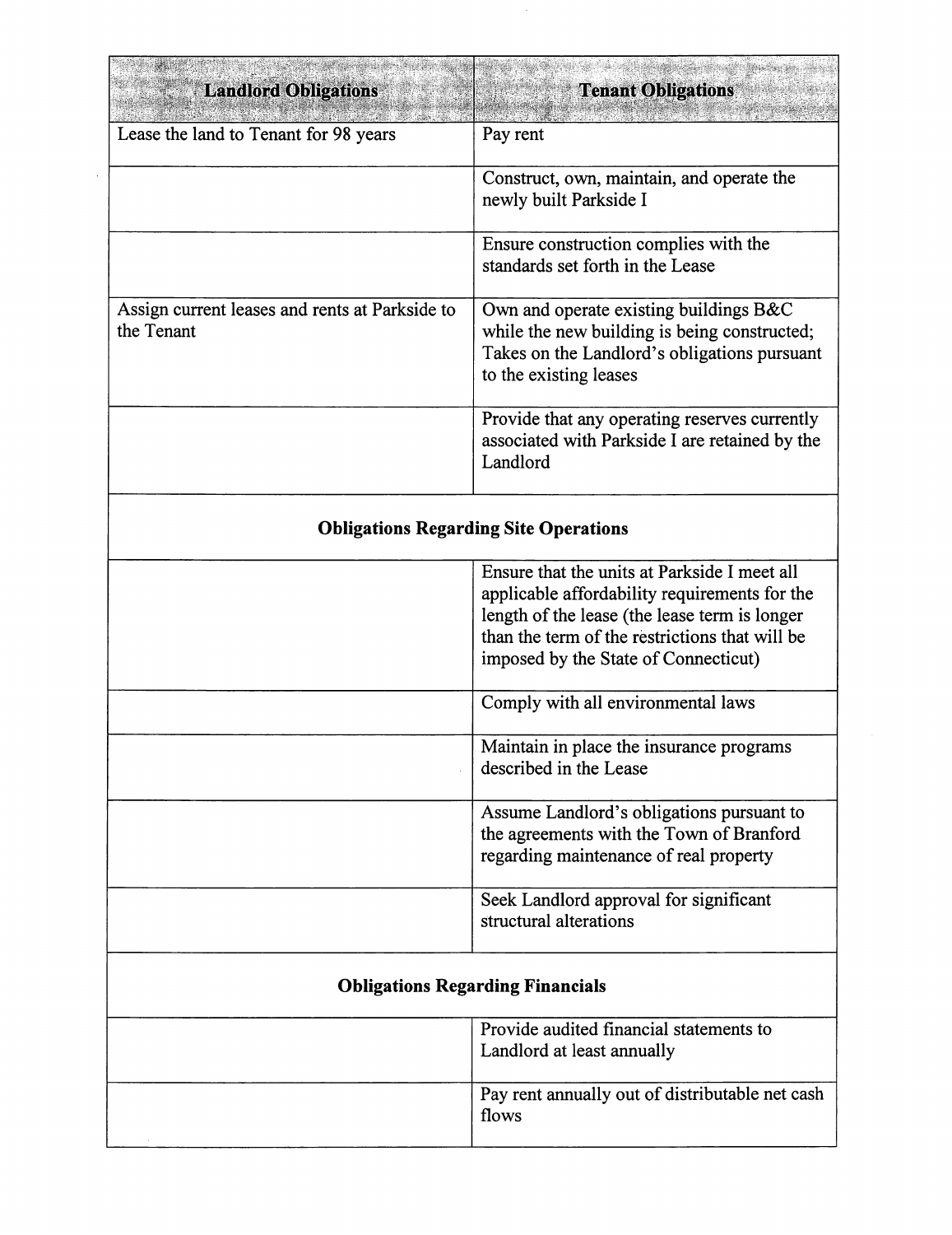| Landlord Obligations | Tenant Obligations |
|---|---|
| Lease the land to Tenant for 98 years | Pay rent |
| | Construct, own, maintain, and operate the newly built Parkside I |
| | Ensure construction complies with the standards set forth in the Lease |
| Assign current leases and rents at Parkside to the Tenant | Own and operate existing buildings B&C while the new building is being constructed; Takes on the Landlord's obligations pursuant to the existing leases |
| | Provide that any operating reserves currently associated with Parkside I are retained by the Landlord |
| **Obligations Regarding Site Operations** | |
| | Ensure that the units at Parkside I meet all applicable affordability requirements for the length of the lease (the lease term is longer than the term of the restrictions that will be imposed by the State of Connecticut) |
| | Comply with all environmental laws |
| | Maintain in place the insurance programs described in the Lease |
| | Assume Landlord's obligations pursuant to the agreements with the Town of Branford regarding maintenance of real property |
| | Seek Landlord approval for significant structural alterations |
| **Obligations Regarding Financials** | |
| | Provide audited financial statements to Landlord at least annually |
| | Pay rent annually out of distributable net cash flows |